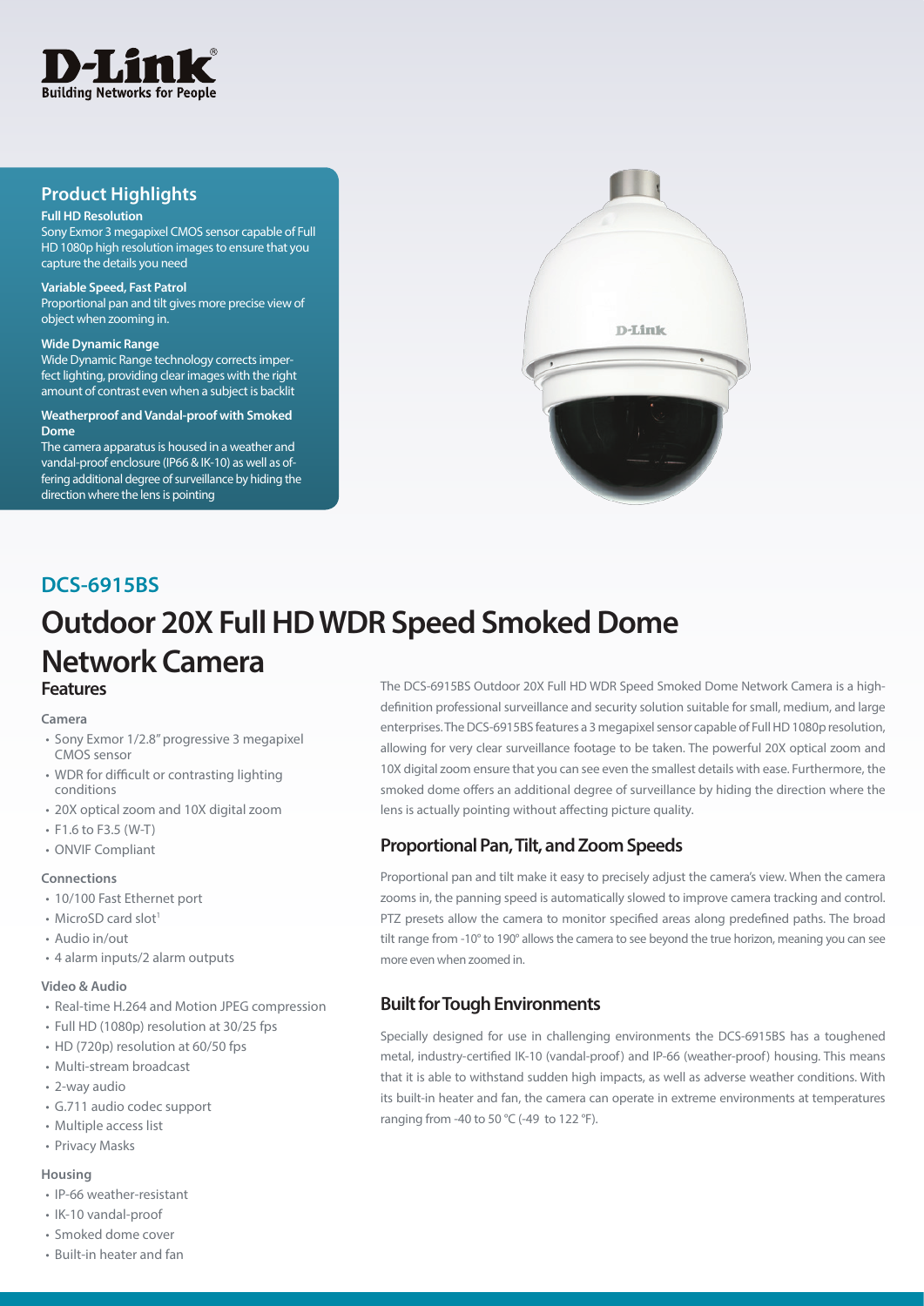D-Link
Building Networks for People

## Product Highlights

**Full HD Resolution**
Sony Exmor 3 megapixel CMOS sensor capable of Full HD 1080p high resolution images to ensure that you capture the details you need

**Variable Speed, Fast Patrol**
Proportional pan and tilt gives more precise view of object when zooming in.

**Wide Dynamic Range**
Wide Dynamic Range technology corrects imperfect lighting, providing clear images with the right amount of contrast even when a subject is backlit

**Weatherproof and Vandal-proof with Smoked Dome**
The camera apparatus is housed in a weather and vandal-proof enclosure (IP66 & IK-10) as well as offering additional degree of surveillance by hiding the direction where the lens is pointing

## DCS-6915BS

# Outdoor 20X Full HD WDR Speed Smoked Dome Network Camera

### Features

**Camera**

- Sony Exmor 1/2.8" progressive 3 megapixel CMOS sensor
- WDR for difficult or contrasting lighting conditions
- 20X optical zoom and 10X digital zoom
- F1.6 to F3.5 (W-T)
- ONVIF Compliant

**Connections**

- 10/100 Fast Ethernet port
- MicroSD card slot[1]
- Audio in/out
- 4 alarm inputs/2 alarm outputs

**Video & Audio**

- Real-time H.264 and Motion JPEG compression
- Full HD (1080p) resolution at 30/25 fps
- HD (720p) resolution at 60/50 fps
- Multi-stream broadcast
- 2-way audio
- G.711 audio codec support
- Multiple access list
- Privacy Masks

**Housing**

- IP-66 weather-resistant
- IK-10 vandal-proof
- Smoked dome cover
- Built-in heater and fan

The DCS-6915BS Outdoor 20X Full HD WDR Speed Smoked Dome Network Camera is a high-definition professional surveillance and security solution suitable for small, medium, and large enterprises. The DCS-6915BS features a 3 megapixel sensor capable of Full HD 1080p resolution, allowing for very clear surveillance footage to be taken. The powerful 20X optical zoom and 10X digital zoom ensure that you can see even the smallest details with ease. Furthermore, the smoked dome offers an additional degree of surveillance by hiding the direction where the lens is actually pointing without affecting picture quality.

### Proportional Pan, Tilt, and Zoom Speeds

Proportional pan and tilt make it easy to precisely adjust the camera's view. When the camera zooms in, the panning speed is automatically slowed to improve camera tracking and control. PTZ presets allow the camera to monitor specified areas along predefined paths. The broad tilt range from -10° to 190° allows the camera to see beyond the true horizon, meaning you can see more even when zoomed in.

### Built for Tough Environments

Specially designed for use in challenging environments the DCS-6915BS has a toughened metal, industry-certified IK-10 (vandal-proof) and IP-66 (weather-proof) housing. This means that it is able to withstand sudden high impacts, as well as adverse weather conditions. With its built-in heater and fan, the camera can operate in extreme environments at temperatures ranging from -40 to 50 °C (-49 to 122 °F).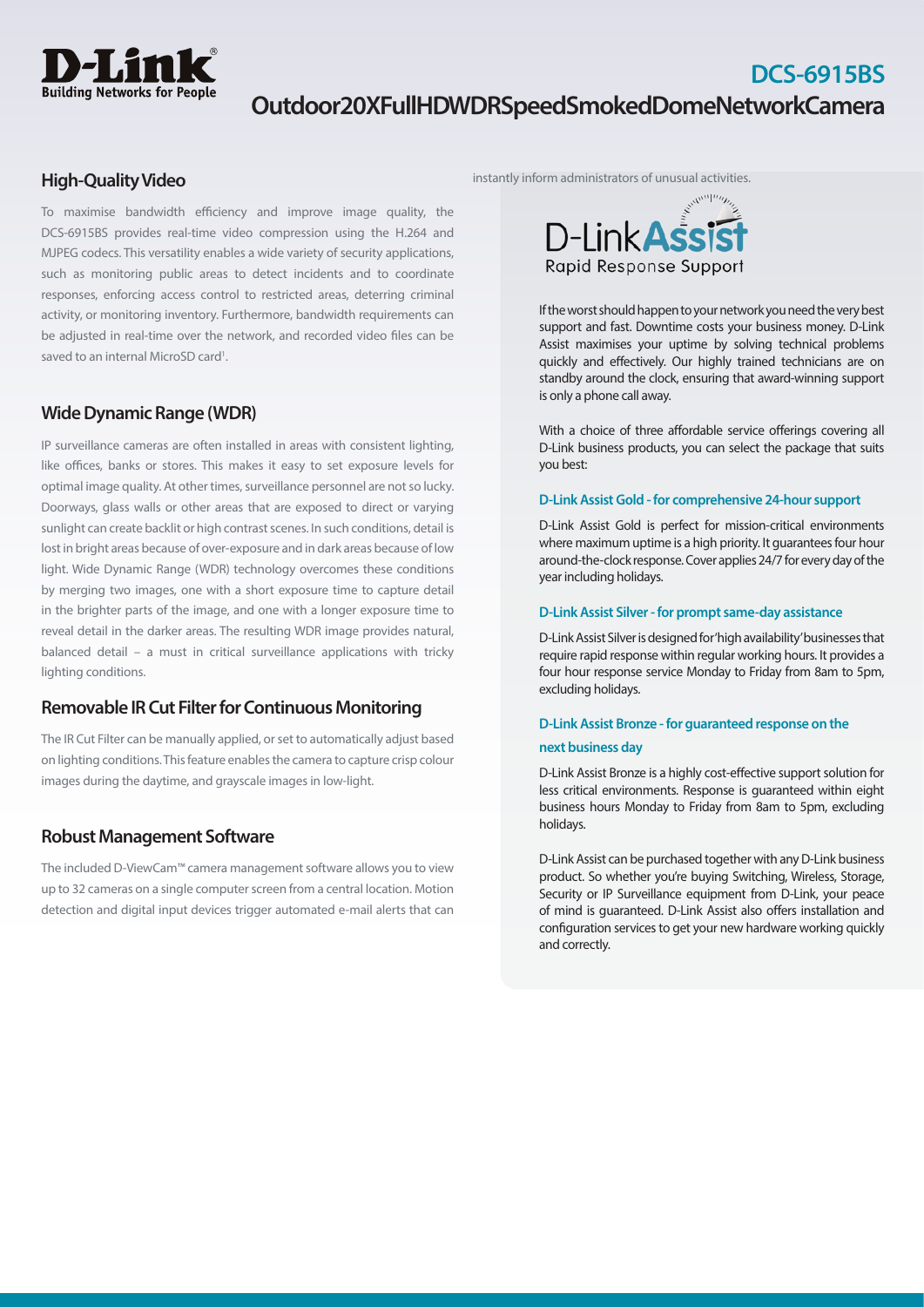# DCS-6915BS
## Outdoor20XFullHDWDRSpeedSmokedDomeNetworkCamera

### High-Quality Video

To maximise bandwidth efficiency and improve image quality, the DCS-6915BS provides real-time video compression using the H.264 and MJPEG codecs. This versatility enables a wide variety of security applications, such as monitoring public areas to detect incidents and to coordinate responses, enforcing access control to restricted areas, deterring criminal activity, or monitoring inventory. Furthermore, bandwidth requirements can be adjusted in real-time over the network, and recorded video files can be saved to an internal MicroSD card[1].

### Wide Dynamic Range (WDR)

IP surveillance cameras are often installed in areas with consistent lighting, like offices, banks or stores. This makes it easy to set exposure levels for optimal image quality. At other times, surveillance personnel are not so lucky. Doorways, glass walls or other areas that are exposed to direct or varying sunlight can create backlit or high contrast scenes. In such conditions, detail is lost in bright areas because of over-exposure and in dark areas because of low light. Wide Dynamic Range (WDR) technology overcomes these conditions by merging two images, one with a short exposure time to capture detail in the brighter parts of the image, and one with a longer exposure time to reveal detail in the darker areas. The resulting WDR image provides natural, balanced detail – a must in critical surveillance applications with tricky lighting conditions.

### Removable IR Cut Filter for Continuous Monitoring

The IR Cut Filter can be manually applied, or set to automatically adjust based on lighting conditions. This feature enables the camera to capture crisp colour images during the daytime, and grayscale images in low-light.

### Robust Management Software

The included D-ViewCam™ camera management software allows you to view up to 32 cameras on a single computer screen from a central location. Motion detection and digital input devices trigger automated e-mail alerts that can instantly inform administrators of unusual activities.

**D-Link Assist**
Rapid Response Support

If the worst should happen to your network you need the very best support and fast. Downtime costs your business money. D-Link Assist maximises your uptime by solving technical problems quickly and effectively. Our highly trained technicians are on standby around the clock, ensuring that award-winning support is only a phone call away.

With a choice of three affordable service offerings covering all D-Link business products, you can select the package that suits you best:

#### D-Link Assist Gold - for comprehensive 24-hour support

D-Link Assist Gold is perfect for mission-critical environments where maximum uptime is a high priority. It guarantees four hour around-the-clock response. Cover applies 24/7 for every day of the year including holidays.

#### D-Link Assist Silver - for prompt same-day assistance

D-Link Assist Silver is designed for 'high availability' businesses that require rapid response within regular working hours. It provides a four hour response service Monday to Friday from 8am to 5pm, excluding holidays.

#### D-Link Assist Bronze - for guaranteed response on the next business day

D-Link Assist Bronze is a highly cost-effective support solution for less critical environments. Response is guaranteed within eight business hours Monday to Friday from 8am to 5pm, excluding holidays.

D-Link Assist can be purchased together with any D-Link business product. So whether you're buying Switching, Wireless, Storage, Security or IP Surveillance equipment from D-Link, your peace of mind is guaranteed. D-Link Assist also offers installation and configuration services to get your new hardware working quickly and correctly.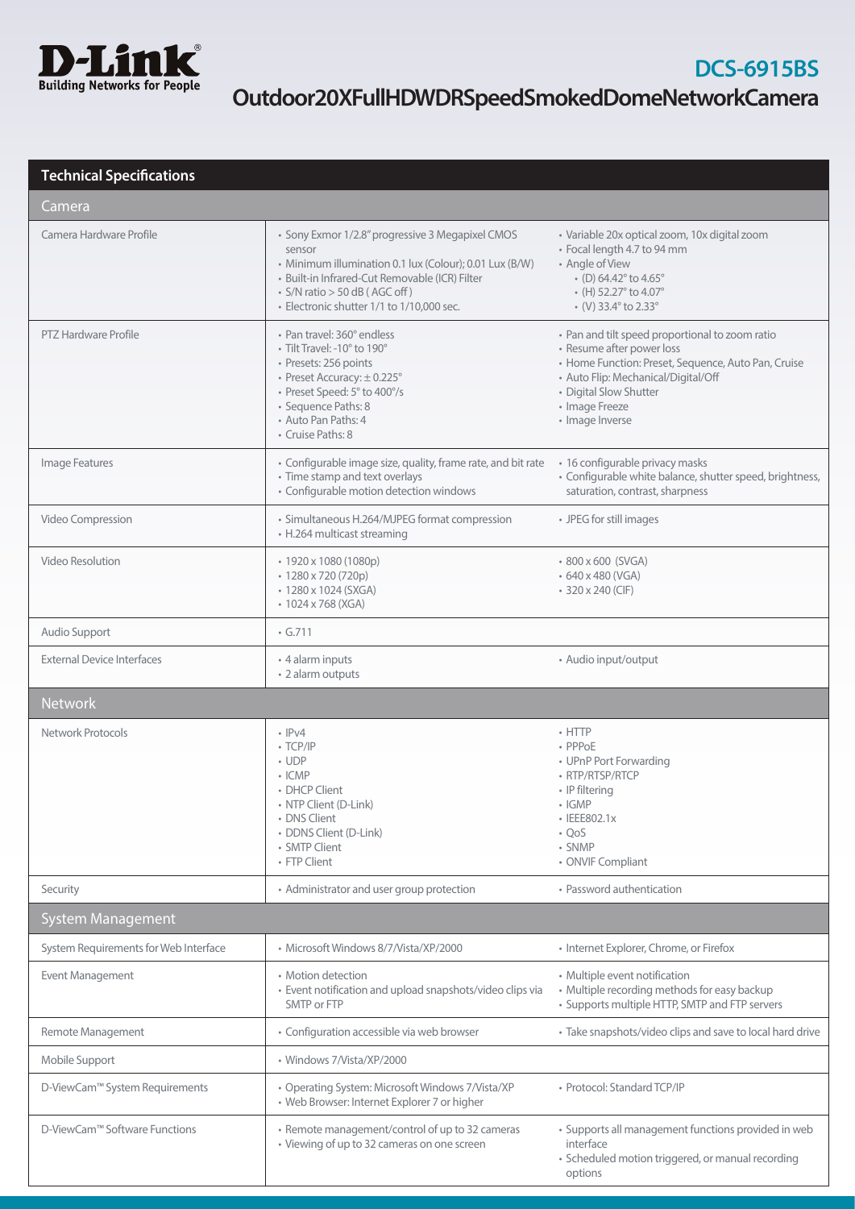# D-Link

## DCS-6915BS

## Outdoor20XFullHDWDRSpeedSmokedDomeNetworkCamera

### Technical Specifications

| Camera | | |
|---|---|---|
| Camera Hardware Profile | • Sony Exmor 1/2.8" progressive 3 Megapixel CMOS sensor<br>• Minimum illumination 0.1 lux (Colour); 0.01 Lux (B/W)<br>• Built-in Infrared-Cut Removable (ICR) Filter<br>• S/N ratio > 50 dB ( AGC off )<br>• Electronic shutter 1/1 to 1/10,000 sec. | • Variable 20x optical zoom, 10x digital zoom<br>• Focal length 4.7 to 94 mm<br>• Angle of View<br>• (D) 64.42° to 4.65°<br>• (H) 52.27° to 4.07°<br>• (V) 33.4° to 2.33° |
| PTZ Hardware Profile | • Pan travel: 360° endless<br>• Tilt Travel: -10° to 190°<br>• Presets: 256 points<br>• Preset Accuracy: ± 0.225°<br>• Preset Speed: 5° to 400°/s<br>• Sequence Paths: 8<br>• Auto Pan Paths: 4<br>• Cruise Paths: 8 | • Pan and tilt speed proportional to zoom ratio<br>• Resume after power loss<br>• Home Function: Preset, Sequence, Auto Pan, Cruise<br>• Auto Flip: Mechanical/Digital/Off<br>• Digital Slow Shutter<br>• Image Freeze<br>• Image Inverse |
| Image Features | • Configurable image size, quality, frame rate, and bit rate<br>• Time stamp and text overlays<br>• Configurable motion detection windows | • 16 configurable privacy masks<br>• Configurable white balance, shutter speed, brightness, saturation, contrast, sharpness |
| Video Compression | • Simultaneous H.264/MJPEG format compression<br>• H.264 multicast streaming | • JPEG for still images |
| Video Resolution | • 1920 x 1080 (1080p)<br>• 1280 x 720 (720p)<br>• 1280 x 1024 (SXGA)<br>• 1024 x 768 (XGA) | • 800 x 600 (SVGA)<br>• 640 x 480 (VGA)<br>• 320 x 240 (CIF) |
| Audio Support | • G.711 | |
| External Device Interfaces | • 4 alarm inputs<br>• 2 alarm outputs | • Audio input/output |

| Network | | |
|---|---|---|
| Network Protocols | • IPv4<br>• TCP/IP<br>• UDP<br>• ICMP<br>• DHCP Client<br>• NTP Client (D-Link)<br>• DNS Client<br>• DDNS Client (D-Link)<br>• SMTP Client<br>• FTP Client | • HTTP<br>• PPPoE<br>• UPnP Port Forwarding<br>• RTP/RTSP/RTCP<br>• IP filtering<br>• IGMP<br>• IEEE802.1x<br>• QoS<br>• SNMP<br>• ONVIF Compliant |
| Security | • Administrator and user group protection | • Password authentication |

| System Management | | |
|---|---|---|
| System Requirements for Web Interface | • Microsoft Windows 8/7/Vista/XP/2000 | • Internet Explorer, Chrome, or Firefox |
| Event Management | • Motion detection<br>• Event notification and upload snapshots/video clips via SMTP or FTP | • Multiple event notification<br>• Multiple recording methods for easy backup<br>• Supports multiple HTTP, SMTP and FTP servers |
| Remote Management | • Configuration accessible via web browser | • Take snapshots/video clips and save to local hard drive |
| Mobile Support | • Windows 7/Vista/XP/2000 | |
| D-ViewCam™ System Requirements | • Operating System: Microsoft Windows 7/Vista/XP<br>• Web Browser: Internet Explorer 7 or higher | • Protocol: Standard TCP/IP |
| D-ViewCam™ Software Functions | • Remote management/control of up to 32 cameras<br>• Viewing of up to 32 cameras on one screen | • Supports all management functions provided in web interface<br>• Scheduled motion triggered, or manual recording options |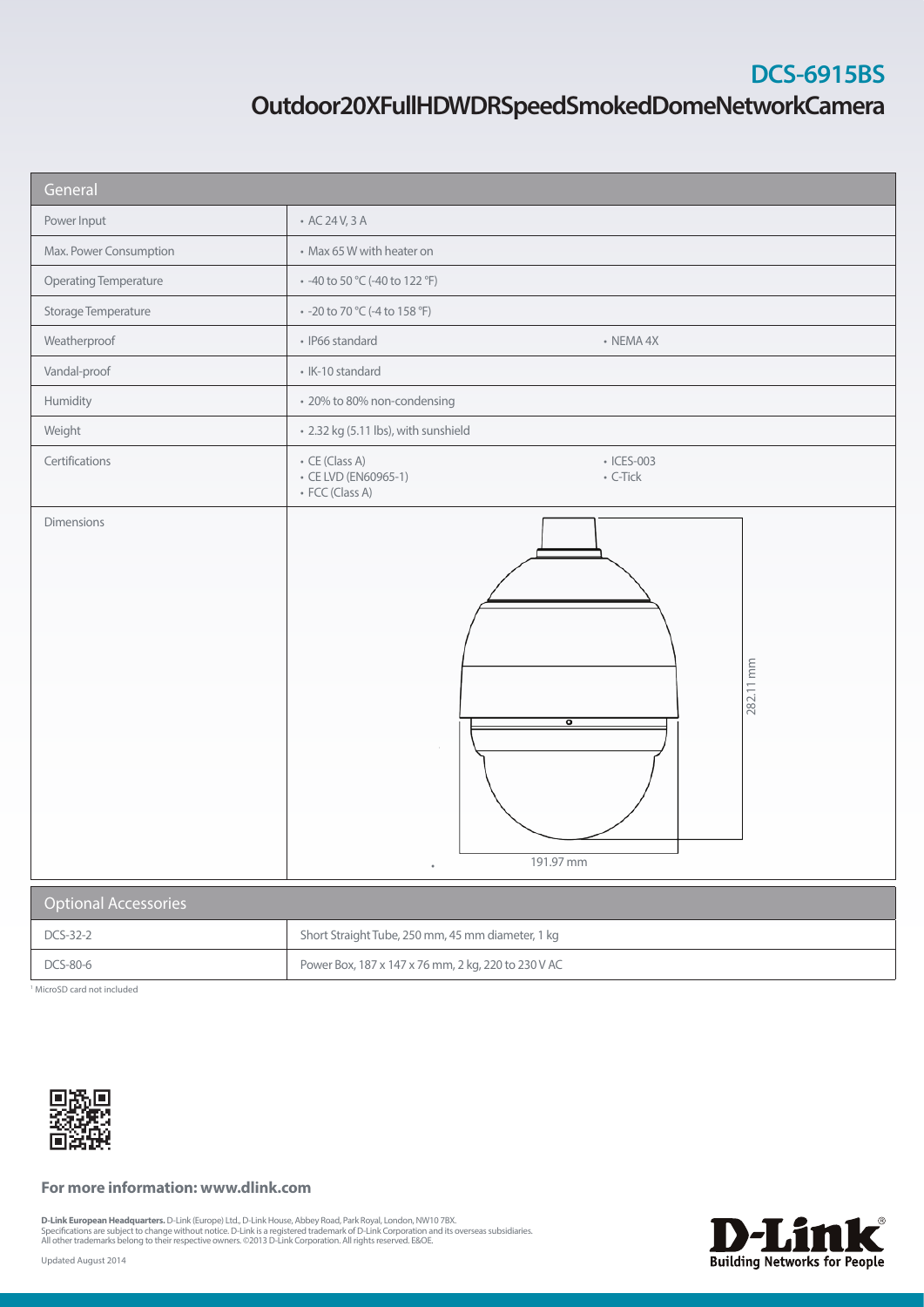# DCS-6915BS

## Outdoor20XFullHDWDRSpeedSmokedDomeNetworkCamera

| General | |
|---|---|
| Power Input | • AC 24 V, 3 A |
| Max. Power Consumption | • Max 65 W with heater on |
| Operating Temperature | • -40 to 50 °C (-40 to 122 °F) |
| Storage Temperature | • -20 to 70 °C (-4 to 158 °F) |
| Weatherproof | • IP66 standard • NEMA 4X |
| Vandal-proof | • IK-10 standard |
| Humidity | • 20% to 80% non-condensing |
| Weight | • 2.32 kg (5.11 lbs), with sunshield |
| Certifications | • CE (Class A) • CE LVD (EN60965-1) • FCC (Class A) • ICES-003 • C-Tick |
| Dimensions | 282.11 mm 191.97 mm |

| Optional Accessories | |
|---|---|
| DCS-32-2 | Short Straight Tube, 250 mm, 45 mm diameter, 1 kg |
| DCS-80-6 | Power Box, 187 x 147 x 76 mm, 2 kg, 220 to 230 V AC |

[1] MicroSD card not included

**For more information: www.dlink.com**

**D-Link European Headquarters.** D-Link (Europe) Ltd., D-Link House, Abbey Road, Park Royal, London, NW10 7BX.
Specifications are subject to change without notice. D-Link is a registered trademark of D-Link Corporation and its overseas subsidiaries.
All other trademarks belong to their respective owners. ©2013 D-Link Corporation. All rights reserved. E&OE.

Updated August 2014

D-Link
Building Networks for People